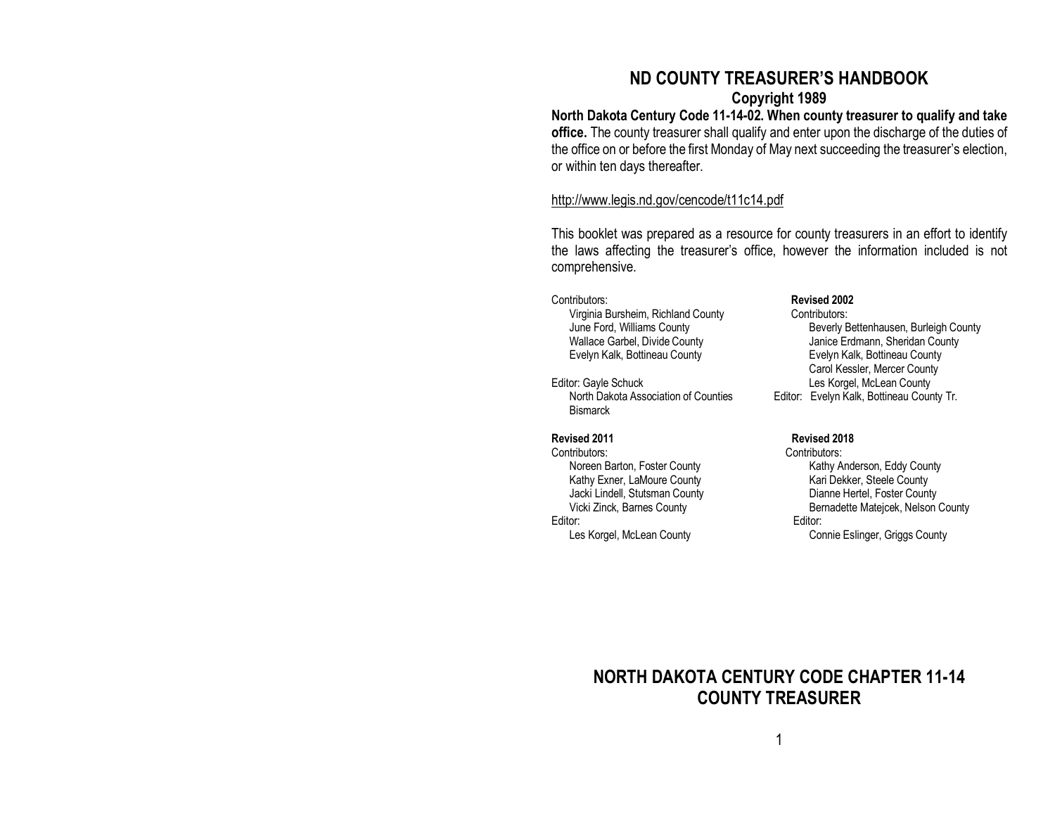# ND COUNTY TREASURER'S HANDBOOK

**Copyright 1989**

**North Dakota Century Code 11-14-02. When county treasurer to qualify and take office.** The county treasurer shall qualify and enter upon the discharge of the duties of the office on or before the first Monday of May next succeeding the treasurer's election, or within ten days thereafter.

http://www.legis.nd.gov/cencode/t11c14.pdf

This booklet was prepared as a resource for county treasurers in an effort to identify the laws affecting the treasurer's office, however the information included is not comprehensive.

Contributors:
- Virginia Bursheim, Richland County
- June Ford, Williams County
- Wallace Garbel, Divide County
- Evelyn Kalk, Bottineau County

Editor: Gayle Schuck
North Dakota Association of Counties
Bismarck

**Revised 2002**

Contributors:
- Beverly Bettenhausen, Burleigh County
- Janice Erdmann, Sheridan County
- Evelyn Kalk, Bottineau County
- Carol Kessler, Mercer County
- Les Korgel, McLean County

Editor: Evelyn Kalk, Bottineau County Tr.

**Revised 2011**

Contributors:
- Noreen Barton, Foster County
- Kathy Exner, LaMoure County
- Jacki Lindell, Stutsman County
- Vicki Zinck, Barnes County

Editor:
Les Korgel, McLean County

**Revised 2018**

Contributors:
- Kathy Anderson, Eddy County
- Kari Dekker, Steele County
- Dianne Hertel, Foster County
- Bernadette Matejcek, Nelson County

Editor:
Connie Eslinger, Griggs County

## NORTH DAKOTA CENTURY CODE CHAPTER 11-14 COUNTY TREASURER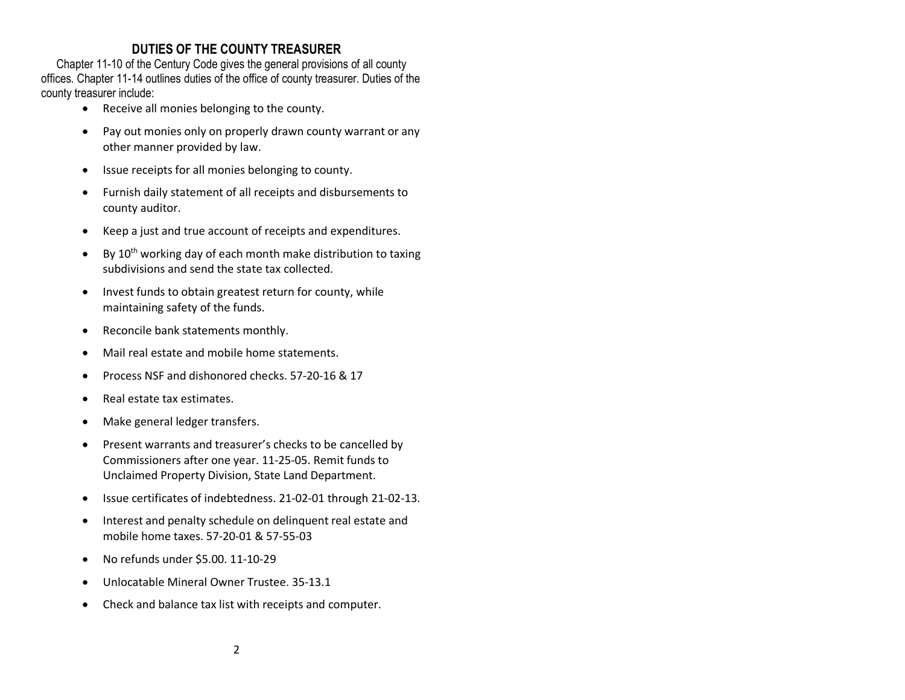## DUTIES OF THE COUNTY TREASURER

Chapter 11-10 of the Century Code gives the general provisions of all county offices. Chapter 11-14 outlines duties of the office of county treasurer. Duties of the county treasurer include:

- Receive all monies belonging to the county.
- Pay out monies only on properly drawn county warrant or any other manner provided by law.
- Issue receipts for all monies belonging to county.
- Furnish daily statement of all receipts and disbursements to county auditor.
- Keep a just and true account of receipts and expenditures.
- By 10th working day of each month make distribution to taxing subdivisions and send the state tax collected.
- Invest funds to obtain greatest return for county, while maintaining safety of the funds.
- Reconcile bank statements monthly.
- Mail real estate and mobile home statements.
- Process NSF and dishonored checks. 57-20-16 & 17
- Real estate tax estimates.
- Make general ledger transfers.
- Present warrants and treasurer's checks to be cancelled by Commissioners after one year. 11-25-05. Remit funds to Unclaimed Property Division, State Land Department.
- Issue certificates of indebtedness. 21-02-01 through 21-02-13.
- Interest and penalty schedule on delinquent real estate and mobile home taxes. 57-20-01 & 57-55-03
- No refunds under $5.00. 11-10-29
- Unlocatable Mineral Owner Trustee. 35-13.1
- Check and balance tax list with receipts and computer.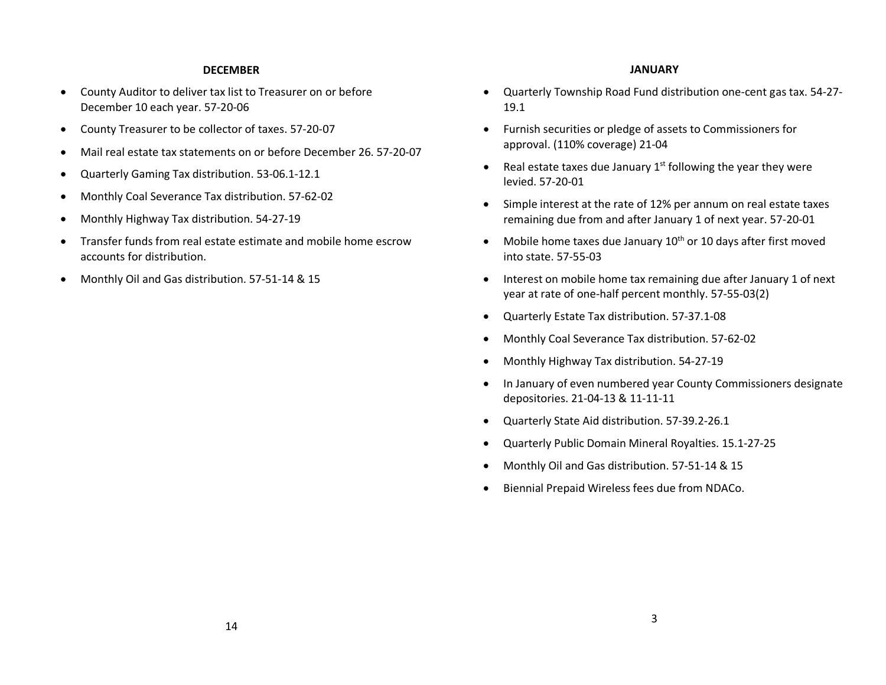## DECEMBER

- County Auditor to deliver tax list to Treasurer on or before December 10 each year. 57-20-06
- County Treasurer to be collector of taxes. 57-20-07
- Mail real estate tax statements on or before December 26. 57-20-07
- Quarterly Gaming Tax distribution. 53-06.1-12.1
- Monthly Coal Severance Tax distribution. 57-62-02
- Monthly Highway Tax distribution. 54-27-19
- Transfer funds from real estate estimate and mobile home escrow accounts for distribution.
- Monthly Oil and Gas distribution. 57-51-14 & 15

## JANUARY

- Quarterly Township Road Fund distribution one-cent gas tax. 54-27-19.1
- Furnish securities or pledge of assets to Commissioners for approval. (110% coverage) 21-04
- Real estate taxes due January 1st following the year they were levied. 57-20-01
- Simple interest at the rate of 12% per annum on real estate taxes remaining due from and after January 1 of next year. 57-20-01
- Mobile home taxes due January 10th or 10 days after first moved into state. 57-55-03
- Interest on mobile home tax remaining due after January 1 of next year at rate of one-half percent monthly. 57-55-03(2)
- Quarterly Estate Tax distribution. 57-37.1-08
- Monthly Coal Severance Tax distribution. 57-62-02
- Monthly Highway Tax distribution. 54-27-19
- In January of even numbered year County Commissioners designate depositories. 21-04-13 & 11-11-11
- Quarterly State Aid distribution. 57-39.2-26.1
- Quarterly Public Domain Mineral Royalties. 15.1-27-25
- Monthly Oil and Gas distribution. 57-51-14 & 15
- Biennial Prepaid Wireless fees due from NDACo.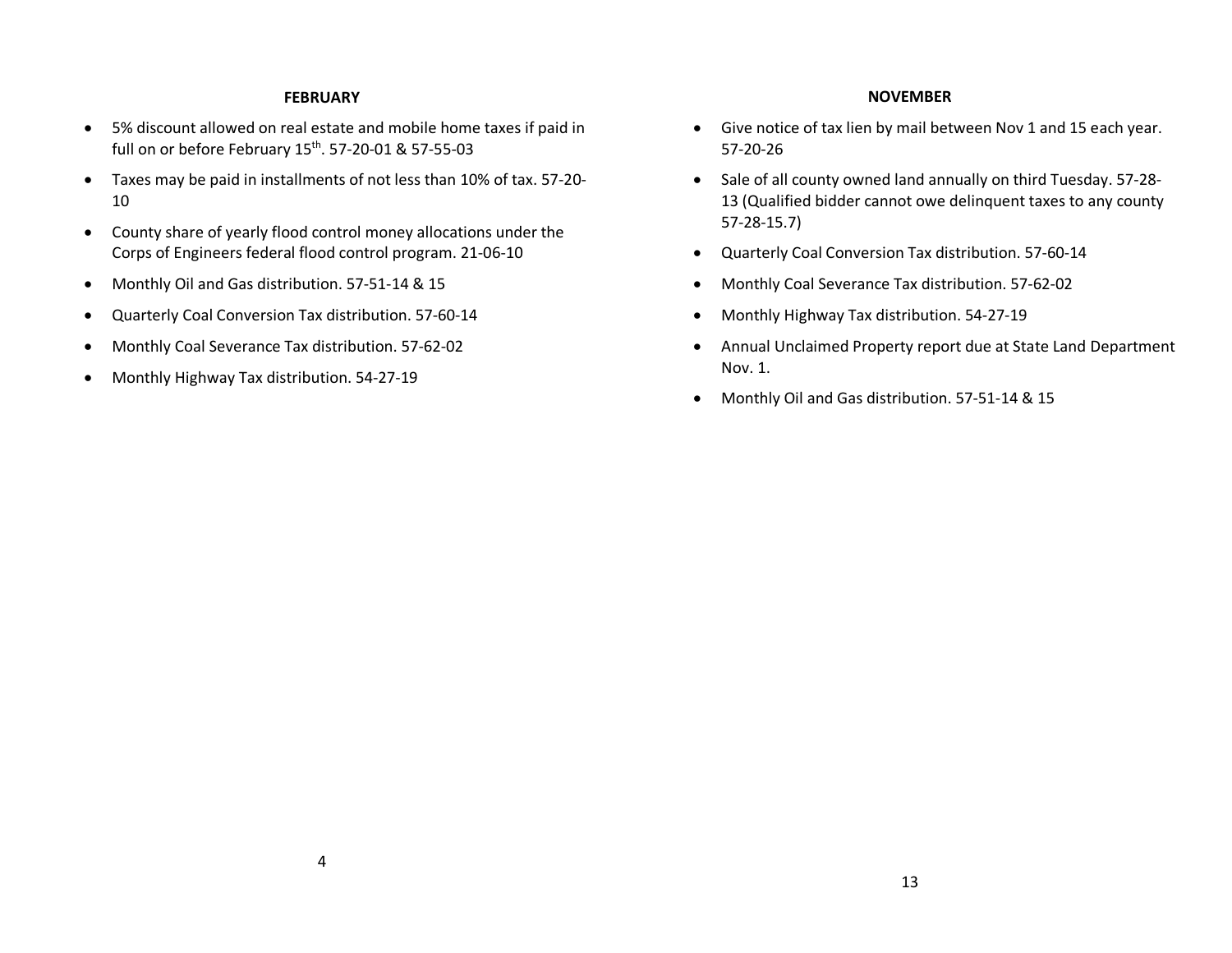## FEBRUARY

- 5% discount allowed on real estate and mobile home taxes if paid in full on or before February 15th. 57-20-01 & 57-55-03
- Taxes may be paid in installments of not less than 10% of tax. 57-20-10
- County share of yearly flood control money allocations under the Corps of Engineers federal flood control program. 21-06-10
- Monthly Oil and Gas distribution. 57-51-14 & 15
- Quarterly Coal Conversion Tax distribution. 57-60-14
- Monthly Coal Severance Tax distribution. 57-62-02
- Monthly Highway Tax distribution. 54-27-19

## NOVEMBER

- Give notice of tax lien by mail between Nov 1 and 15 each year. 57-20-26
- Sale of all county owned land annually on third Tuesday. 57-28-13 (Qualified bidder cannot owe delinquent taxes to any county 57-28-15.7)
- Quarterly Coal Conversion Tax distribution. 57-60-14
- Monthly Coal Severance Tax distribution. 57-62-02
- Monthly Highway Tax distribution. 54-27-19
- Annual Unclaimed Property report due at State Land Department Nov. 1.
- Monthly Oil and Gas distribution. 57-51-14 & 15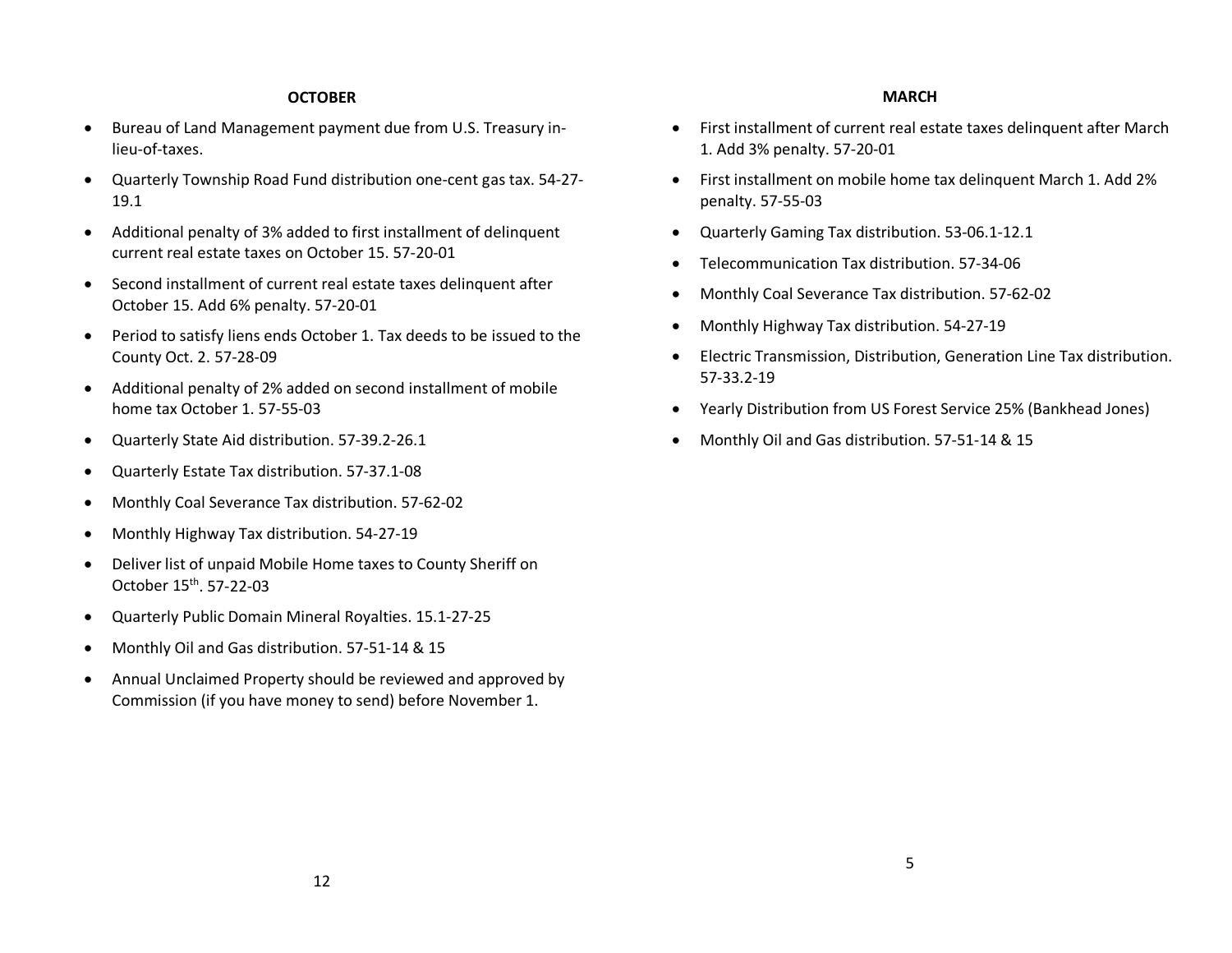## OCTOBER

- Bureau of Land Management payment due from U.S. Treasury in-lieu-of-taxes.
- Quarterly Township Road Fund distribution one-cent gas tax. 54-27-19.1
- Additional penalty of 3% added to first installment of delinquent current real estate taxes on October 15. 57-20-01
- Second installment of current real estate taxes delinquent after October 15. Add 6% penalty. 57-20-01
- Period to satisfy liens ends October 1. Tax deeds to be issued to the County Oct. 2. 57-28-09
- Additional penalty of 2% added on second installment of mobile home tax October 1. 57-55-03
- Quarterly State Aid distribution. 57-39.2-26.1
- Quarterly Estate Tax distribution. 57-37.1-08
- Monthly Coal Severance Tax distribution. 57-62-02
- Monthly Highway Tax distribution. 54-27-19
- Deliver list of unpaid Mobile Home taxes to County Sheriff on October 15th. 57-22-03
- Quarterly Public Domain Mineral Royalties. 15.1-27-25
- Monthly Oil and Gas distribution. 57-51-14 & 15
- Annual Unclaimed Property should be reviewed and approved by Commission (if you have money to send) before November 1.

## MARCH

- First installment of current real estate taxes delinquent after March 1. Add 3% penalty. 57-20-01
- First installment on mobile home tax delinquent March 1. Add 2% penalty. 57-55-03
- Quarterly Gaming Tax distribution. 53-06.1-12.1
- Telecommunication Tax distribution. 57-34-06
- Monthly Coal Severance Tax distribution. 57-62-02
- Monthly Highway Tax distribution. 54-27-19
- Electric Transmission, Distribution, Generation Line Tax distribution. 57-33.2-19
- Yearly Distribution from US Forest Service 25% (Bankhead Jones)
- Monthly Oil and Gas distribution. 57-51-14 & 15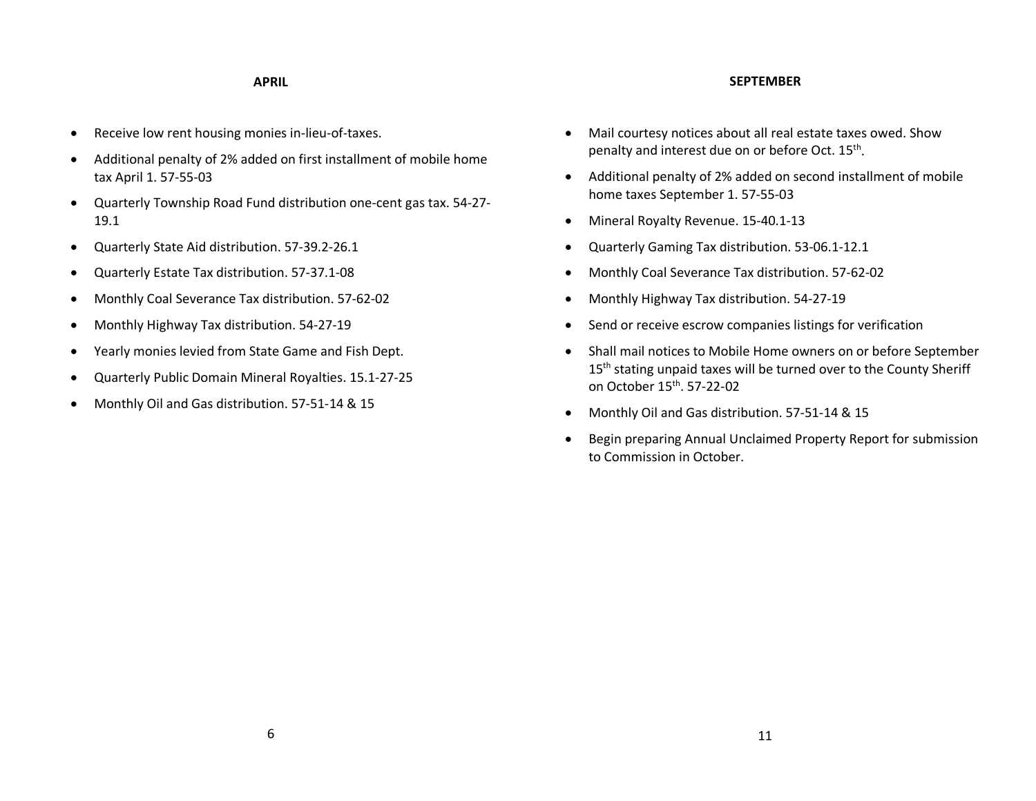## APRIL

- Receive low rent housing monies in-lieu-of-taxes.
- Additional penalty of 2% added on first installment of mobile home tax April 1. 57-55-03
- Quarterly Township Road Fund distribution one-cent gas tax. 54-27-19.1
- Quarterly State Aid distribution. 57-39.2-26.1
- Quarterly Estate Tax distribution. 57-37.1-08
- Monthly Coal Severance Tax distribution. 57-62-02
- Monthly Highway Tax distribution. 54-27-19
- Yearly monies levied from State Game and Fish Dept.
- Quarterly Public Domain Mineral Royalties. 15.1-27-25
- Monthly Oil and Gas distribution. 57-51-14 & 15

## SEPTEMBER

- Mail courtesy notices about all real estate taxes owed. Show penalty and interest due on or before Oct. 15th.
- Additional penalty of 2% added on second installment of mobile home taxes September 1. 57-55-03
- Mineral Royalty Revenue. 15-40.1-13
- Quarterly Gaming Tax distribution. 53-06.1-12.1
- Monthly Coal Severance Tax distribution. 57-62-02
- Monthly Highway Tax distribution. 54-27-19
- Send or receive escrow companies listings for verification
- Shall mail notices to Mobile Home owners on or before September 15th stating unpaid taxes will be turned over to the County Sheriff on October 15th. 57-22-02
- Monthly Oil and Gas distribution. 57-51-14 & 15
- Begin preparing Annual Unclaimed Property Report for submission to Commission in October.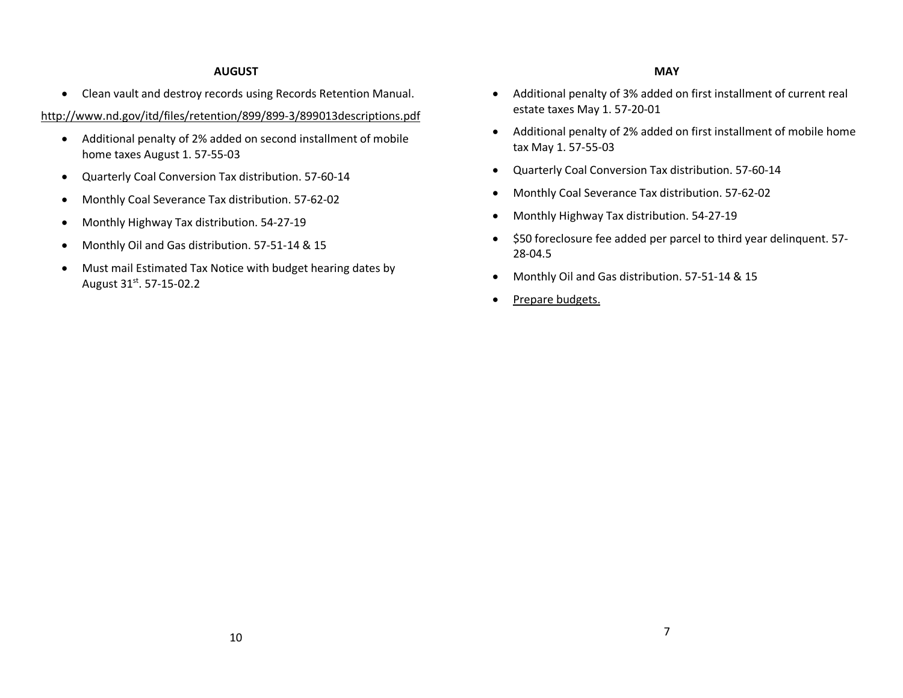## AUGUST

- Clean vault and destroy records using Records Retention Manual.

http://www.nd.gov/itd/files/retention/899/899-3/899013descriptions.pdf

- Additional penalty of 2% added on second installment of mobile home taxes August 1. 57-55-03
- Quarterly Coal Conversion Tax distribution. 57-60-14
- Monthly Coal Severance Tax distribution. 57-62-02
- Monthly Highway Tax distribution. 54-27-19
- Monthly Oil and Gas distribution. 57-51-14 & 15
- Must mail Estimated Tax Notice with budget hearing dates by August 31st. 57-15-02.2

## MAY

- Additional penalty of 3% added on first installment of current real estate taxes May 1. 57-20-01
- Additional penalty of 2% added on first installment of mobile home tax May 1. 57-55-03
- Quarterly Coal Conversion Tax distribution. 57-60-14
- Monthly Coal Severance Tax distribution. 57-62-02
- Monthly Highway Tax distribution. 54-27-19
- $50 foreclosure fee added per parcel to third year delinquent. 57-28-04.5
- Monthly Oil and Gas distribution. 57-51-14 & 15
- Prepare budgets.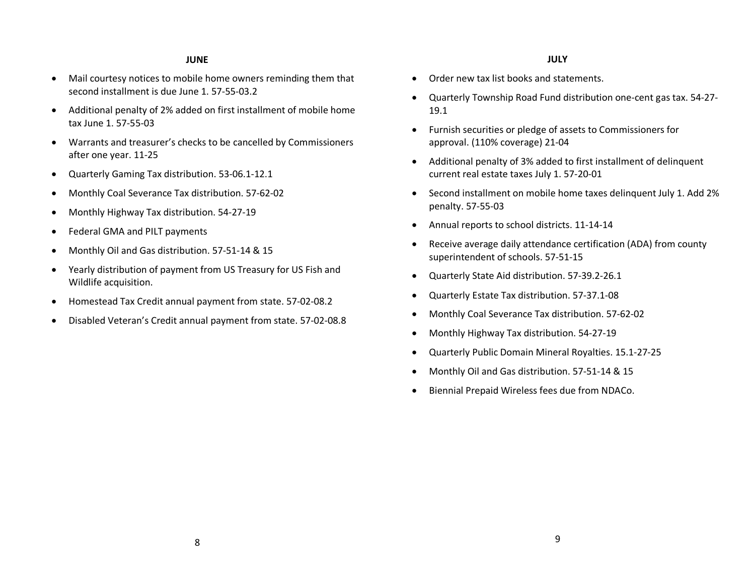## JUNE

- Mail courtesy notices to mobile home owners reminding them that second installment is due June 1. 57-55-03.2
- Additional penalty of 2% added on first installment of mobile home tax June 1. 57-55-03
- Warrants and treasurer's checks to be cancelled by Commissioners after one year. 11-25
- Quarterly Gaming Tax distribution. 53-06.1-12.1
- Monthly Coal Severance Tax distribution. 57-62-02
- Monthly Highway Tax distribution. 54-27-19
- Federal GMA and PILT payments
- Monthly Oil and Gas distribution. 57-51-14 & 15
- Yearly distribution of payment from US Treasury for US Fish and Wildlife acquisition.
- Homestead Tax Credit annual payment from state. 57-02-08.2
- Disabled Veteran's Credit annual payment from state. 57-02-08.8

## JULY

- Order new tax list books and statements.
- Quarterly Township Road Fund distribution one-cent gas tax. 54-27-19.1
- Furnish securities or pledge of assets to Commissioners for approval. (110% coverage) 21-04
- Additional penalty of 3% added to first installment of delinquent current real estate taxes July 1. 57-20-01
- Second installment on mobile home taxes delinquent July 1. Add 2% penalty. 57-55-03
- Annual reports to school districts. 11-14-14
- Receive average daily attendance certification (ADA) from county superintendent of schools. 57-51-15
- Quarterly State Aid distribution. 57-39.2-26.1
- Quarterly Estate Tax distribution. 57-37.1-08
- Monthly Coal Severance Tax distribution. 57-62-02
- Monthly Highway Tax distribution. 54-27-19
- Quarterly Public Domain Mineral Royalties. 15.1-27-25
- Monthly Oil and Gas distribution. 57-51-14 & 15
- Biennial Prepaid Wireless fees due from NDACo.